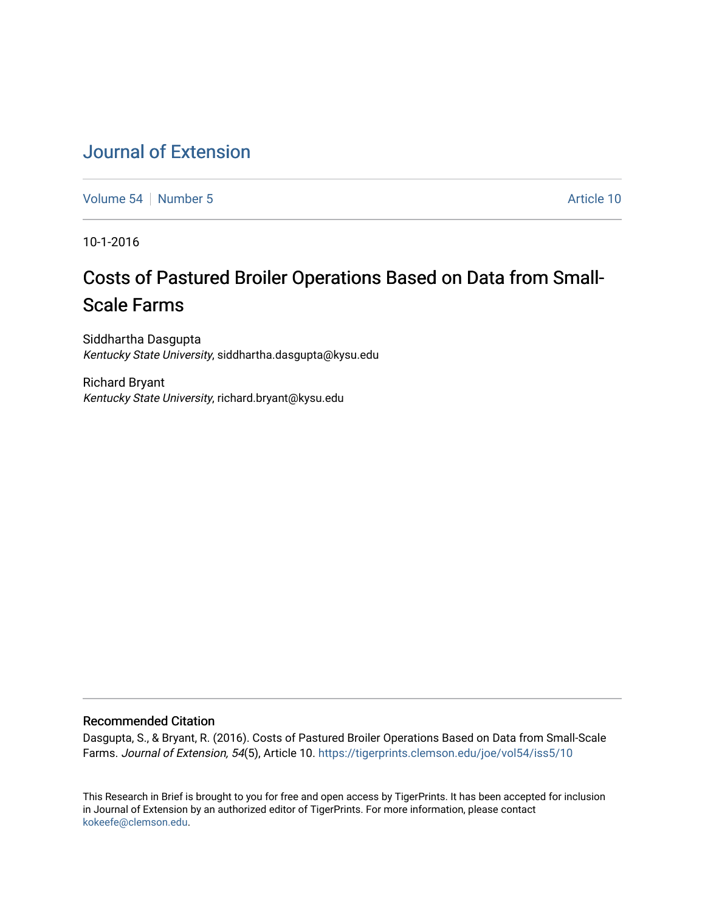# Journal of Extension

Volume 54 | Number 5 Article 10

10-1-2016

## Costs of Pastured Broiler Operations Based on Data from Small-Scale Farms

Siddhartha Dasgupta
*Kentucky State University*, siddhartha.dasgupta@kysu.edu

Richard Bryant
*Kentucky State University*, richard.bryant@kysu.edu

### Recommended Citation

Dasgupta, S., & Bryant, R. (2016). Costs of Pastured Broiler Operations Based on Data from Small-Scale Farms. *Journal of Extension, 54*(5), Article 10. https://tigerprints.clemson.edu/joe/vol54/iss5/10

This Research in Brief is brought to you for free and open access by TigerPrints. It has been accepted for inclusion in Journal of Extension by an authorized editor of TigerPrints. For more information, please contact kokeefe@clemson.edu.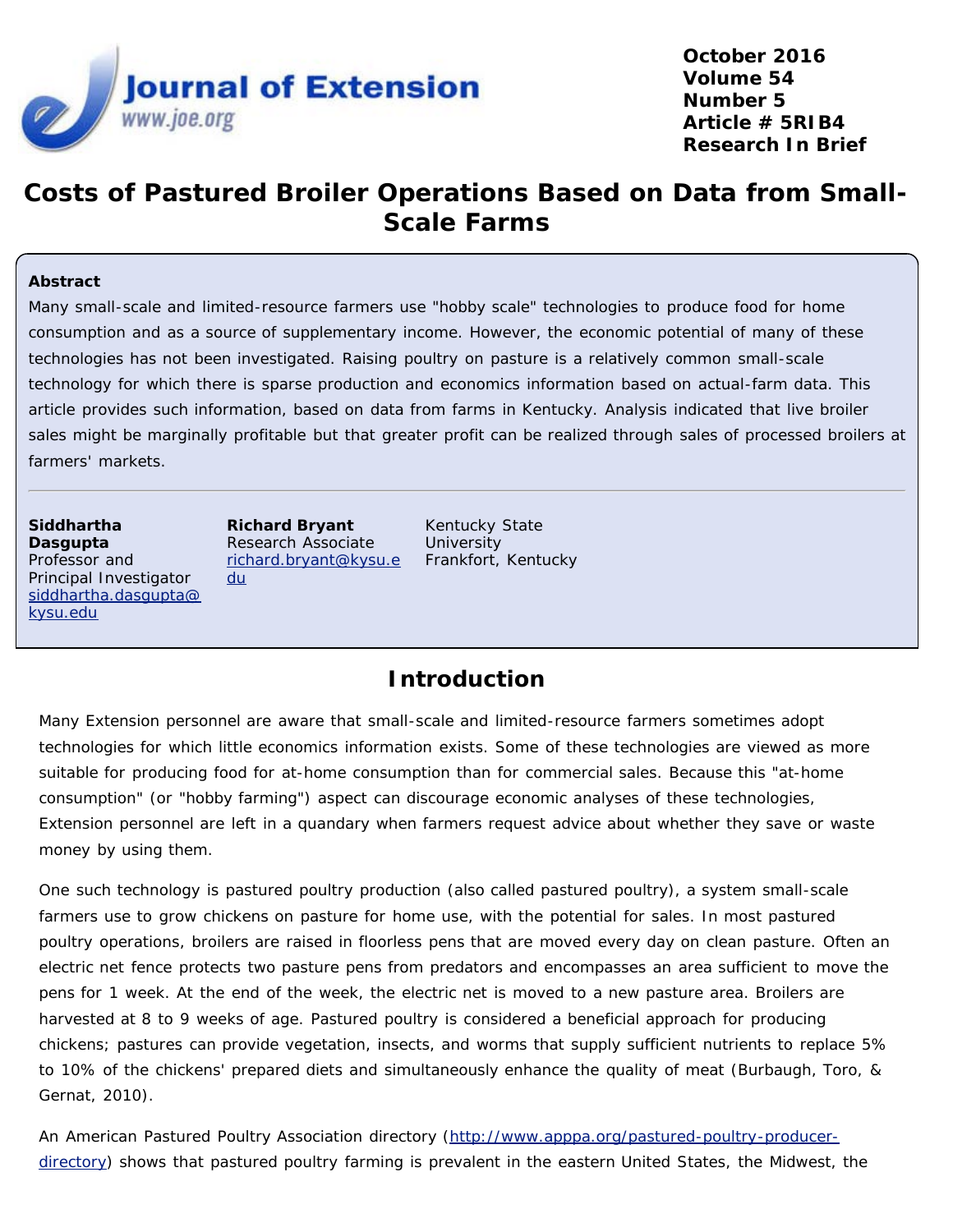# Costs of Pastured Broiler Operations Based on Data from Small-Scale Farms

**Abstract**

Many small-scale and limited-resource farmers use "hobby scale" technologies to produce food for home consumption and as a source of supplementary income. However, the economic potential of many of these technologies has not been investigated. Raising poultry on pasture is a relatively common small-scale technology for which there is sparse production and economics information based on actual-farm data. This article provides such information, based on data from farms in Kentucky. Analysis indicated that live broiler sales might be marginally profitable but that greater profit can be realized through sales of processed broilers at farmers' markets.

**Siddhartha Dasgupta**
Professor and Principal Investigator
siddhartha.dasgupta@kysu.edu

**Richard Bryant**
Research Associate
richard.bryant@kysu.edu

Kentucky State University
Frankfort, Kentucky

## Introduction

Many Extension personnel are aware that small-scale and limited-resource farmers sometimes adopt technologies for which little economics information exists. Some of these technologies are viewed as more suitable for producing food for at-home consumption than for commercial sales. Because this "at-home consumption" (or "hobby farming") aspect can discourage economic analyses of these technologies, Extension personnel are left in a quandary when farmers request advice about whether they save or waste money by using them.

One such technology is pastured poultry production (also called pastured poultry), a system small-scale farmers use to grow chickens on pasture for home use, with the potential for sales. In most pastured poultry operations, broilers are raised in floorless pens that are moved every day on clean pasture. Often an electric net fence protects two pasture pens from predators and encompasses an area sufficient to move the pens for 1 week. At the end of the week, the electric net is moved to a new pasture area. Broilers are harvested at 8 to 9 weeks of age. Pastured poultry is considered a beneficial approach for producing chickens; pastures can provide vegetation, insects, and worms that supply sufficient nutrients to replace 5% to 10% of the chickens' prepared diets and simultaneously enhance the quality of meat (Burbaugh, Toro, & Gernat, 2010).

An American Pastured Poultry Association directory (http://www.apppa.org/pastured-poultry-producer-directory) shows that pastured poultry farming is prevalent in the eastern United States, the Midwest, the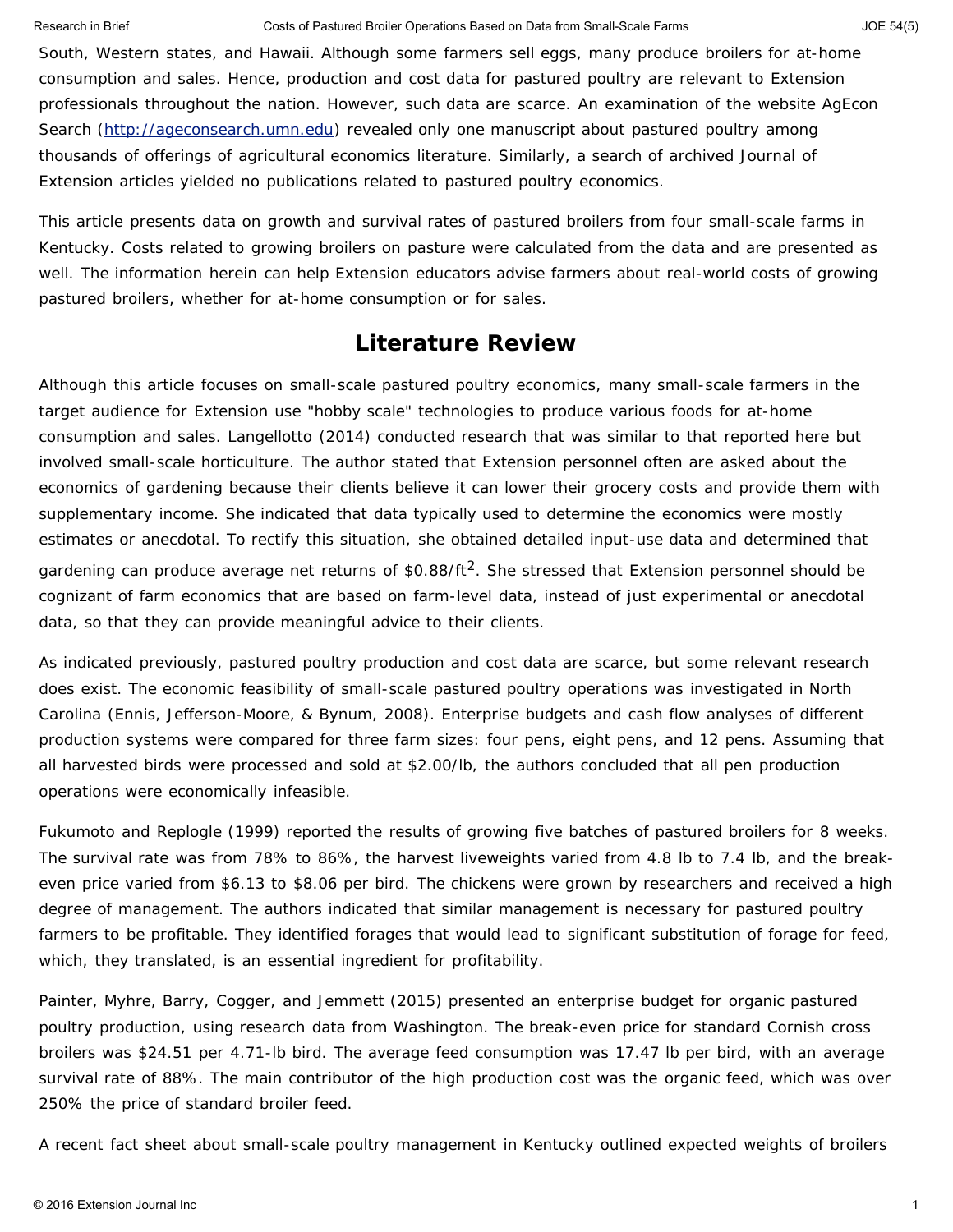South, Western states, and Hawaii. Although some farmers sell eggs, many produce broilers for at-home consumption and sales. Hence, production and cost data for pastured poultry are relevant to Extension professionals throughout the nation. However, such data are scarce. An examination of the website AgEcon Search (http://ageconsearch.umn.edu) revealed only one manuscript about pastured poultry among thousands of offerings of agricultural economics literature. Similarly, a search of archived Journal of Extension articles yielded no publications related to pastured poultry economics.

This article presents data on growth and survival rates of pastured broilers from four small-scale farms in Kentucky. Costs related to growing broilers on pasture were calculated from the data and are presented as well. The information herein can help Extension educators advise farmers about real-world costs of growing pastured broilers, whether for at-home consumption or for sales.

## Literature Review

Although this article focuses on small-scale pastured poultry economics, many small-scale farmers in the target audience for Extension use "hobby scale" technologies to produce various foods for at-home consumption and sales. Langellotto (2014) conducted research that was similar to that reported here but involved small-scale horticulture. The author stated that Extension personnel often are asked about the economics of gardening because their clients believe it can lower their grocery costs and provide them with supplementary income. She indicated that data typically used to determine the economics were mostly estimates or anecdotal. To rectify this situation, she obtained detailed input-use data and determined that gardening can produce average net returns of $0.88/ft$^2$. She stressed that Extension personnel should be cognizant of farm economics that are based on farm-level data, instead of just experimental or anecdotal data, so that they can provide meaningful advice to their clients.

As indicated previously, pastured poultry production and cost data are scarce, but some relevant research does exist. The economic feasibility of small-scale pastured poultry operations was investigated in North Carolina (Ennis, Jefferson-Moore, & Bynum, 2008). Enterprise budgets and cash flow analyses of different production systems were compared for three farm sizes: four pens, eight pens, and 12 pens. Assuming that all harvested birds were processed and sold at $2.00/lb, the authors concluded that all pen production operations were economically infeasible.

Fukumoto and Replogle (1999) reported the results of growing five batches of pastured broilers for 8 weeks. The survival rate was from 78% to 86%, the harvest liveweights varied from 4.8 lb to 7.4 lb, and the break-even price varied from $6.13 to $8.06 per bird. The chickens were grown by researchers and received a high degree of management. The authors indicated that similar management is necessary for pastured poultry farmers to be profitable. They identified forages that would lead to significant substitution of forage for feed, which, they translated, is an essential ingredient for profitability.

Painter, Myhre, Barry, Cogger, and Jemmett (2015) presented an enterprise budget for organic pastured poultry production, using research data from Washington. The break-even price for standard Cornish cross broilers was $24.51 per 4.71-lb bird. The average feed consumption was 17.47 lb per bird, with an average survival rate of 88%. The main contributor of the high production cost was the organic feed, which was over 250% the price of standard broiler feed.

A recent fact sheet about small-scale poultry management in Kentucky outlined expected weights of broilers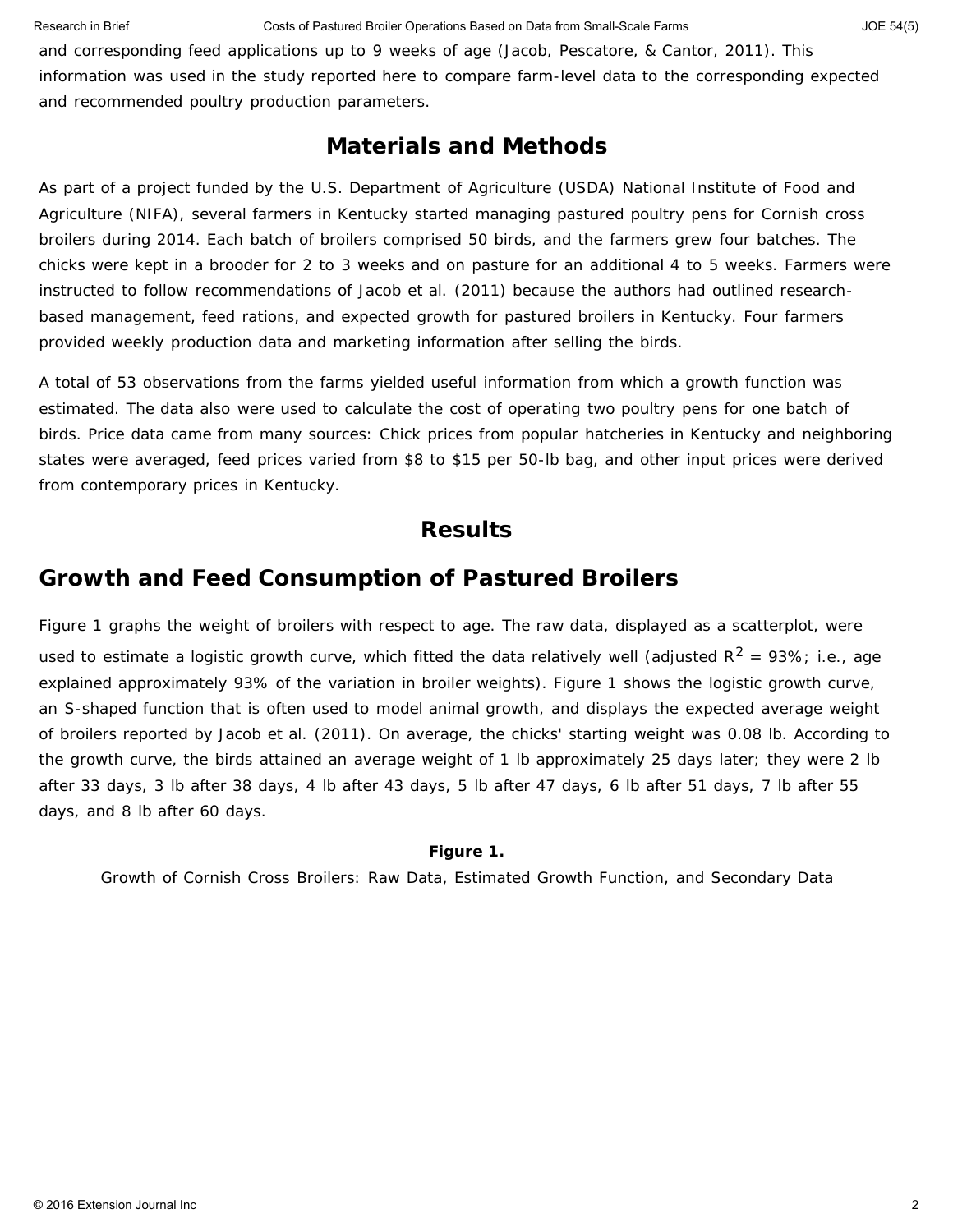and corresponding feed applications up to 9 weeks of age (Jacob, Pescatore, & Cantor, 2011). This information was used in the study reported here to compare farm-level data to the corresponding expected and recommended poultry production parameters.

## Materials and Methods

As part of a project funded by the U.S. Department of Agriculture (USDA) National Institute of Food and Agriculture (NIFA), several farmers in Kentucky started managing pastured poultry pens for Cornish cross broilers during 2014. Each batch of broilers comprised 50 birds, and the farmers grew four batches. The chicks were kept in a brooder for 2 to 3 weeks and on pasture for an additional 4 to 5 weeks. Farmers were instructed to follow recommendations of Jacob et al. (2011) because the authors had outlined research-based management, feed rations, and expected growth for pastured broilers in Kentucky. Four farmers provided weekly production data and marketing information after selling the birds.

A total of 53 observations from the farms yielded useful information from which a growth function was estimated. The data also were used to calculate the cost of operating two poultry pens for one batch of birds. Price data came from many sources: Chick prices from popular hatcheries in Kentucky and neighboring states were averaged, feed prices varied from \$8 to \$15 per 50-lb bag, and other input prices were derived from contemporary prices in Kentucky.

## Results

## Growth and Feed Consumption of Pastured Broilers

Figure 1 graphs the weight of broilers with respect to age. The raw data, displayed as a scatterplot, were used to estimate a logistic growth curve, which fitted the data relatively well (adjusted $R^2$ = 93%; i.e., age explained approximately 93% of the variation in broiler weights). Figure 1 shows the logistic growth curve, an S-shaped function that is often used to model animal growth, and displays the expected average weight of broilers reported by Jacob et al. (2011). On average, the chicks' starting weight was 0.08 lb. According to the growth curve, the birds attained an average weight of 1 lb approximately 25 days later; they were 2 lb after 33 days, 3 lb after 38 days, 4 lb after 43 days, 5 lb after 47 days, 6 lb after 51 days, 7 lb after 55 days, and 8 lb after 60 days.

**Figure 1.**

Growth of Cornish Cross Broilers: Raw Data, Estimated Growth Function, and Secondary Data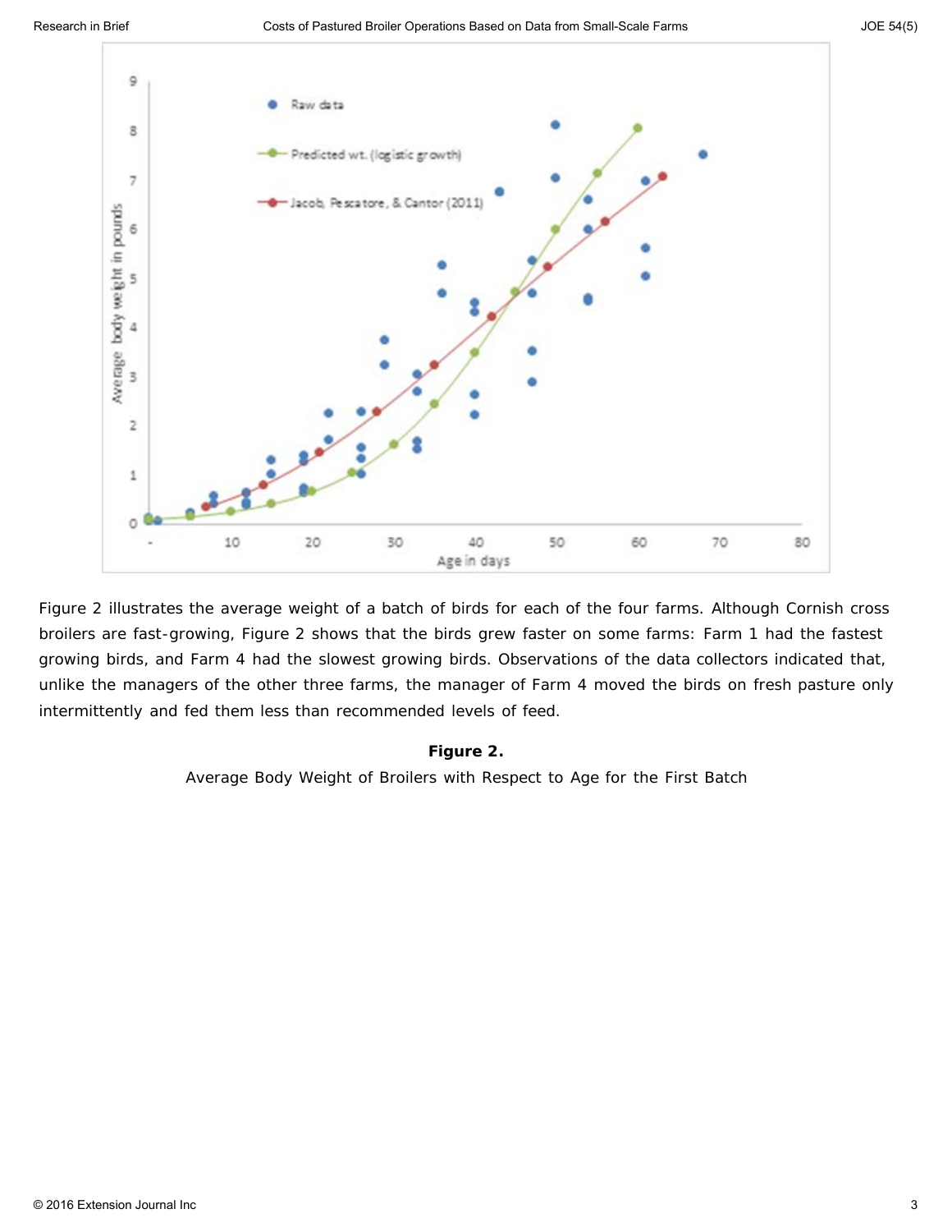Raw data

Predicted wt. (logistic growth)

Jacob, Pescatore, & Cantor (2011)

Average body weight in pounds

0
1
2
3
4
5
6
7
8
9

-
10
20
30
40
50
60
70
80

Age in days

Figure 2 illustrates the average weight of a batch of birds for each of the four farms. Although Cornish cross broilers are fast-growing, Figure 2 shows that the birds grew faster on some farms: Farm 1 had the fastest growing birds, and Farm 4 had the slowest growing birds. Observations of the data collectors indicated that, unlike the managers of the other three farms, the manager of Farm 4 moved the birds on fresh pasture only intermittently and fed them less than recommended levels of feed.

**Figure 2.**

Average Body Weight of Broilers with Respect to Age for the First Batch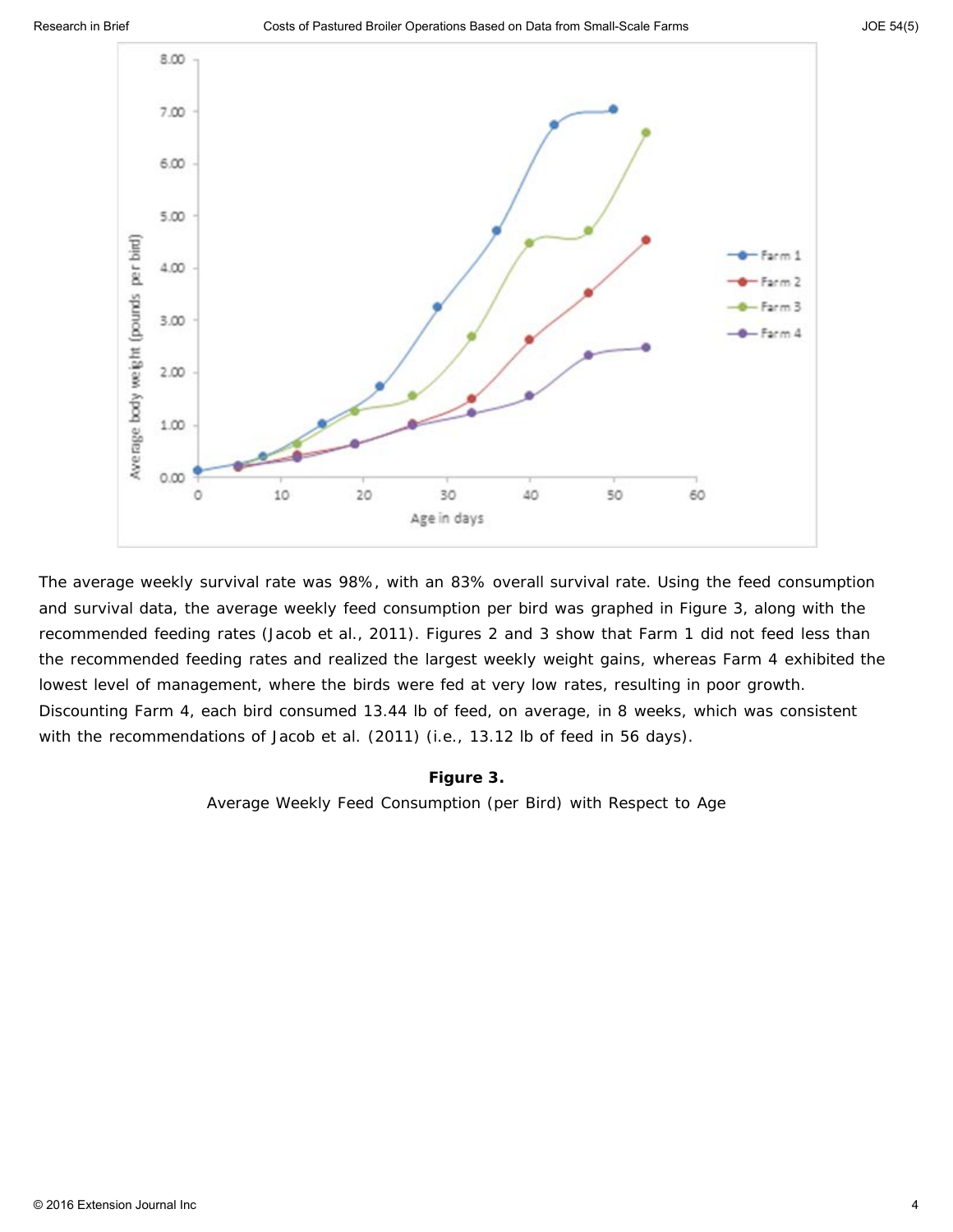8.00
7.00
6.00
5.00
4.00
3.00
2.00
1.00
0.00

Average body weight (pounds per bird)

0
10
20
30
40
50
60

Age in days

Farm 1
Farm 2
Farm 3
Farm 4

The average weekly survival rate was 98%, with an 83% overall survival rate. Using the feed consumption and survival data, the average weekly feed consumption per bird was graphed in Figure 3, along with the recommended feeding rates (Jacob et al., 2011). Figures 2 and 3 show that Farm 1 did not feed less than the recommended feeding rates and realized the largest weekly weight gains, whereas Farm 4 exhibited the lowest level of management, where the birds were fed at very low rates, resulting in poor growth. Discounting Farm 4, each bird consumed 13.44 lb of feed, on average, in 8 weeks, which was consistent with the recommendations of Jacob et al. (2011) (i.e., 13.12 lb of feed in 56 days).

**Figure 3.**

Average Weekly Feed Consumption (per Bird) with Respect to Age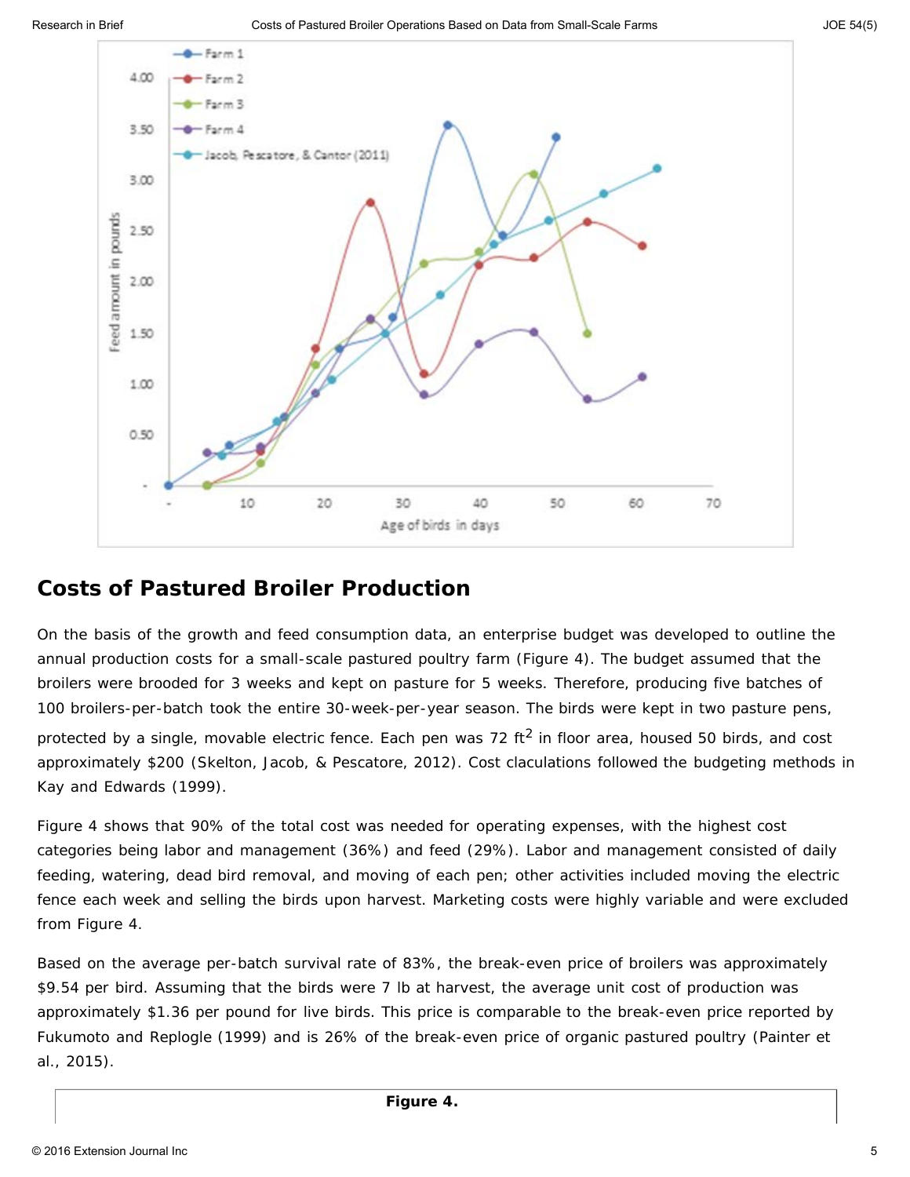Farm 1
Farm 2
Farm 3
Farm 4
Jacob, Pescatore, & Cantor (2011)

4.00
3.50
3.00
2.50
2.00
1.50
1.00
0.50
-

Feed amount in pounds

- 10 20 30 40 50 60 70

Age of birds in days

## Costs of Pastured Broiler Production

On the basis of the growth and feed consumption data, an enterprise budget was developed to outline the annual production costs for a small-scale pastured poultry farm (Figure 4). The budget assumed that the broilers were brooded for 3 weeks and kept on pasture for 5 weeks. Therefore, producing five batches of 100 broilers-per-batch took the entire 30-week-per-year season. The birds were kept in two pasture pens, protected by a single, movable electric fence. Each pen was 72 $ft^2$ in floor area, housed 50 birds, and cost approximately $200 (Skelton, Jacob, & Pescatore, 2012). Cost claculations followed the budgeting methods in Kay and Edwards (1999).

Figure 4 shows that 90% of the total cost was needed for operating expenses, with the highest cost categories being labor and management (36%) and feed (29%). Labor and management consisted of daily feeding, watering, dead bird removal, and moving of each pen; other activities included moving the electric fence each week and selling the birds upon harvest. Marketing costs were highly variable and were excluded from Figure 4.

Based on the average per-batch survival rate of 83%, the break-even price of broilers was approximately $9.54 per bird. Assuming that the birds were 7 lb at harvest, the average unit cost of production was approximately $1.36 per pound for live birds. This price is comparable to the break-even price reported by Fukumoto and Replogle (1999) and is 26% of the break-even price of organic pastured poultry (Painter et al., 2015).

**Figure 4.**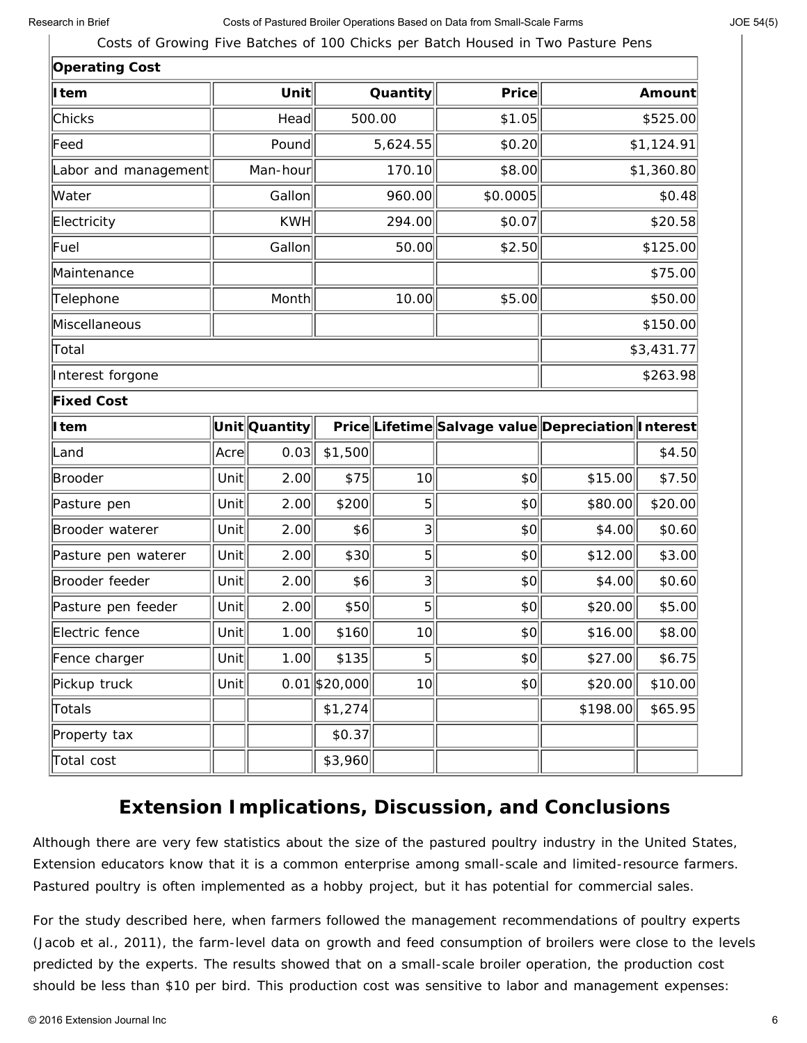Costs of Growing Five Batches of 100 Chicks per Batch Housed in Two Pasture Pens

| **Operating Cost** | | | | |
|---|---|---|---|---|
| **Item** | **Unit** | **Quantity** | **Price** | **Amount** |
| Chicks | Head | 500.00 | $1.05 | $525.00 |
| Feed | Pound | 5,624.55 | $0.20 | $1,124.91 |
| Labor and management | Man-hour | 170.10 | $8.00 | $1,360.80 |
| Water | Gallon | 960.00 | $0.0005 | $0.48 |
| Electricity | KWH | 294.00 | $0.07 | $20.58 |
| Fuel | Gallon | 50.00 | $2.50 | $125.00 |
| Maintenance | | | | $75.00 |
| Telephone | Month | 10.00 | $5.00 | $50.00 |
| Miscellaneous | | | | $150.00 |
| Total | | | | $3,431.77 |
| Interest forgone | | | | $263.98 |

| **Fixed Cost** | | | | | | | |
|---|---|---|---|---|---|---|---|
| **Item** | **Unit** | **Quantity** | **Price** | **Lifetime** | **Salvage value** | **Depreciation** | **Interest** |
| Land | Acre | 0.03 | $1,500 | | | | $4.50 |
| Brooder | Unit | 2.00 | $75 | 10 | $0 | $15.00 | $7.50 |
| Pasture pen | Unit | 2.00 | $200 | 5 | $0 | $80.00 | $20.00 |
| Brooder waterer | Unit | 2.00 | $6 | 3 | $0 | $4.00 | $0.60 |
| Pasture pen waterer | Unit | 2.00 | $30 | 5 | $0 | $12.00 | $3.00 |
| Brooder feeder | Unit | 2.00 | $6 | 3 | $0 | $4.00 | $0.60 |
| Pasture pen feeder | Unit | 2.00 | $50 | 5 | $0 | $20.00 | $5.00 |
| Electric fence | Unit | 1.00 | $160 | 10 | $0 | $16.00 | $8.00 |
| Fence charger | Unit | 1.00 | $135 | 5 | $0 | $27.00 | $6.75 |
| Pickup truck | Unit | 0.01 | $20,000 | 10 | $0 | $20.00 | $10.00 |
| Totals | | | $1,274 | | | $198.00 | $65.95 |
| Property tax | | | $0.37 | | | | |
| Total cost | | | $3,960 | | | | |

## Extension Implications, Discussion, and Conclusions

Although there are very few statistics about the size of the pastured poultry industry in the United States, Extension educators know that it is a common enterprise among small-scale and limited-resource farmers. Pastured poultry is often implemented as a hobby project, but it has potential for commercial sales.

For the study described here, when farmers followed the management recommendations of poultry experts (Jacob et al., 2011), the farm-level data on growth and feed consumption of broilers were close to the levels predicted by the experts. The results showed that on a small-scale broiler operation, the production cost should be less than $10 per bird. This production cost was sensitive to labor and management expenses: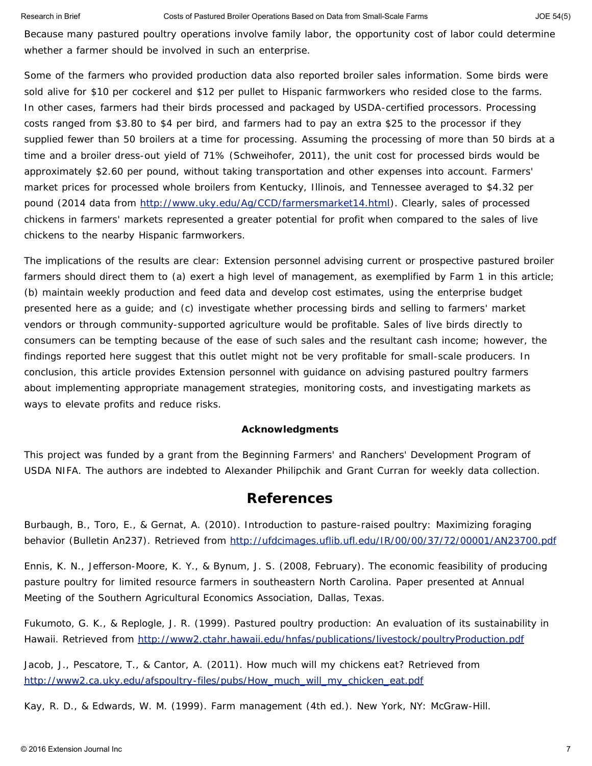Because many pastured poultry operations involve family labor, the opportunity cost of labor could determine whether a farmer should be involved in such an enterprise.

Some of the farmers who provided production data also reported broiler sales information. Some birds were sold alive for $10 per cockerel and $12 per pullet to Hispanic farmworkers who resided close to the farms. In other cases, farmers had their birds processed and packaged by USDA-certified processors. Processing costs ranged from $3.80 to $4 per bird, and farmers had to pay an extra $25 to the processor if they supplied fewer than 50 broilers at a time for processing. Assuming the processing of more than 50 birds at a time and a broiler dress-out yield of 71% (Schweihofer, 2011), the unit cost for processed birds would be approximately $2.60 per pound, without taking transportation and other expenses into account. Farmers' market prices for processed whole broilers from Kentucky, Illinois, and Tennessee averaged to $4.32 per pound (2014 data from http://www.uky.edu/Ag/CCD/farmersmarket14.html). Clearly, sales of processed chickens in farmers' markets represented a greater potential for profit when compared to the sales of live chickens to the nearby Hispanic farmworkers.

The implications of the results are clear: Extension personnel advising current or prospective pastured broiler farmers should direct them to (a) exert a high level of management, as exemplified by Farm 1 in this article; (b) maintain weekly production and feed data and develop cost estimates, using the enterprise budget presented here as a guide; and (c) investigate whether processing birds and selling to farmers' market vendors or through community-supported agriculture would be profitable. Sales of live birds directly to consumers can be tempting because of the ease of such sales and the resultant cash income; however, the findings reported here suggest that this outlet might not be very profitable for small-scale producers. In conclusion, this article provides Extension personnel with guidance on advising pastured poultry farmers about implementing appropriate management strategies, monitoring costs, and investigating markets as ways to elevate profits and reduce risks.

**Acknowledgments**

This project was funded by a grant from the Beginning Farmers' and Ranchers' Development Program of USDA NIFA. The authors are indebted to Alexander Philipchik and Grant Curran for weekly data collection.

## References

Burbaugh, B., Toro, E., & Gernat, A. (2010). Introduction to pasture-raised poultry: Maximizing foraging behavior (Bulletin An237). Retrieved from http://ufdcimages.uflib.ufl.edu/IR/00/00/37/72/00001/AN23700.pdf

Ennis, K. N., Jefferson-Moore, K. Y., & Bynum, J. S. (2008, February). The economic feasibility of producing pasture poultry for limited resource farmers in southeastern North Carolina. Paper presented at Annual Meeting of the Southern Agricultural Economics Association, Dallas, Texas.

Fukumoto, G. K., & Replogle, J. R. (1999). Pastured poultry production: An evaluation of its sustainability in Hawaii. Retrieved from http://www2.ctahr.hawaii.edu/hnfas/publications/livestock/poultryProduction.pdf

Jacob, J., Pescatore, T., & Cantor, A. (2011). How much will my chickens eat? Retrieved from http://www2.ca.uky.edu/afspoultry-files/pubs/How_much_will_my_chicken_eat.pdf

Kay, R. D., & Edwards, W. M. (1999). Farm management (4th ed.). New York, NY: McGraw-Hill.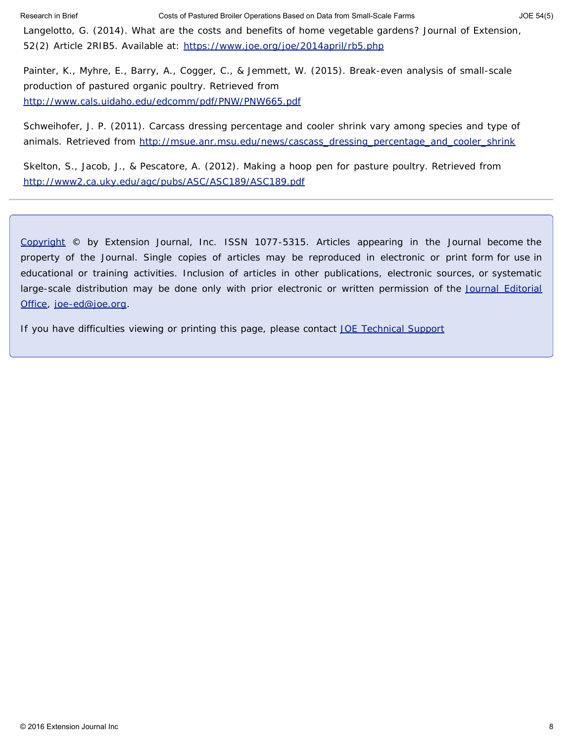Langelotto, G. (2014). What are the costs and benefits of home vegetable gardens? Journal of Extension, 52(2) Article 2RIB5. Available at: [https://www.joe.org/joe/2014april/rb5.php](https://www.joe.org/joe/2014april/rb5.php)

Painter, K., Myhre, E., Barry, A., Cogger, C., & Jemmett, W. (2015). Break-even analysis of small-scale production of pastured organic poultry. Retrieved from [http://www.cals.uidaho.edu/edcomm/pdf/PNW/PNW665.pdf](http://www.cals.uidaho.edu/edcomm/pdf/PNW/PNW665.pdf)

Schweihofer, J. P. (2011). Carcass dressing percentage and cooler shrink vary among species and type of animals. Retrieved from [http://msue.anr.msu.edu/news/cascass_dressing_percentage_and_cooler_shrink](http://msue.anr.msu.edu/news/cascass_dressing_percentage_and_cooler_shrink)

Skelton, S., Jacob, J., & Pescatore, A. (2012). Making a hoop pen for pasture poultry. Retrieved from [http://www2.ca.uky.edu/agc/pubs/ASC/ASC189/ASC189.pdf](http://www2.ca.uky.edu/agc/pubs/ASC/ASC189/ASC189.pdf)

---

Copyright © by Extension Journal, Inc. ISSN 1077-5315. Articles appearing in the Journal become the property of the Journal. Single copies of articles may be reproduced in electronic or print form for use in educational or training activities. Inclusion of articles in other publications, electronic sources, or systematic large-scale distribution may be done only with prior electronic or written permission of the Journal Editorial Office, joe-ed@joe.org.

If you have difficulties viewing or printing this page, please contact JOE Technical Support